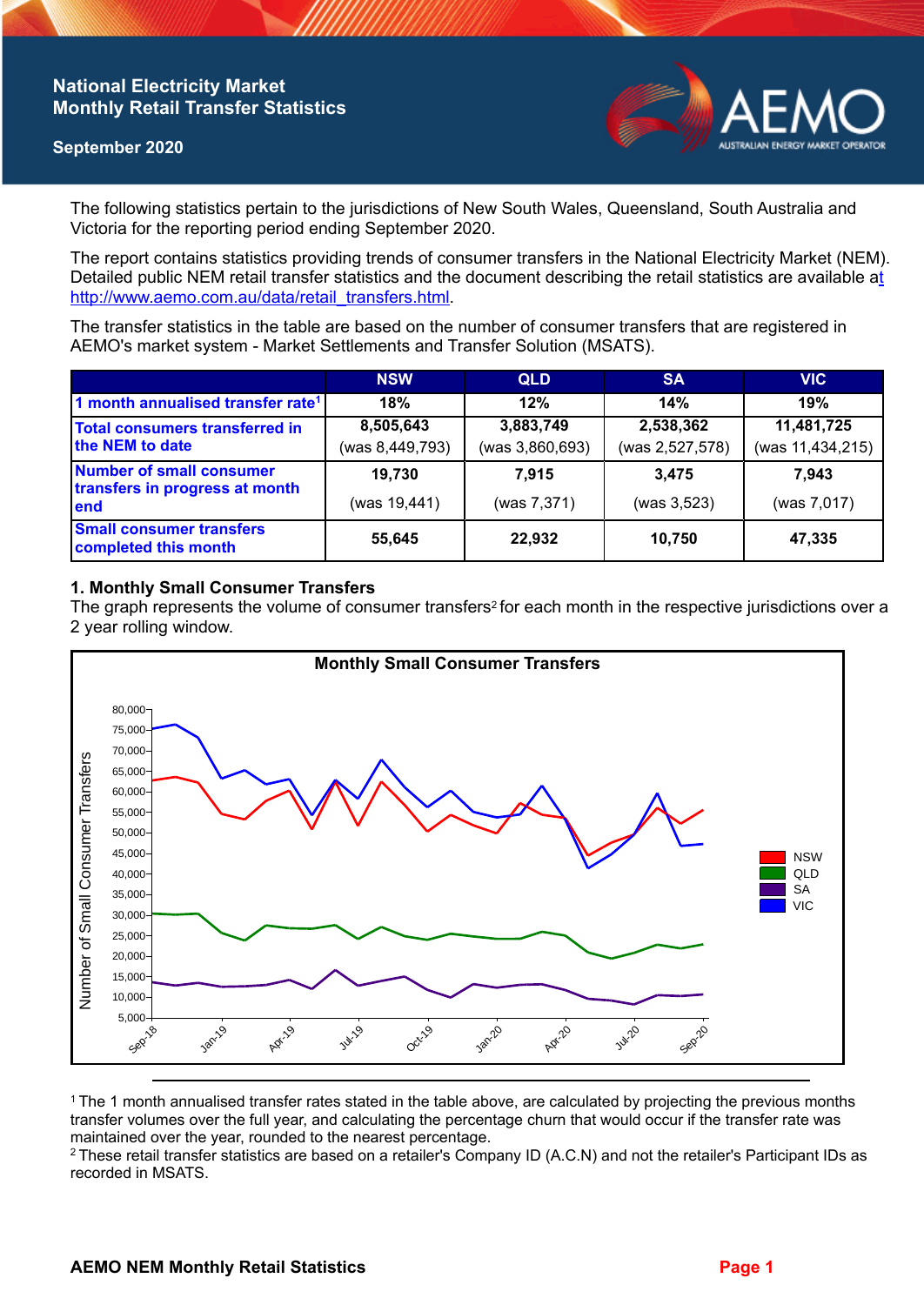# National Electricity Market Monthly Retail Transfer Statistics

## September 2020

The following statistics pertain to the jurisdictions of New South Wales, Queensland, South Australia and Victoria for the reporting period ending September 2020.

The report contains statistics providing trends of consumer transfers in the National Electricity Market (NEM). Detailed public NEM retail transfer statistics and the document describing the retail statistics are available at http://www.aemo.com.au/data/retail_transfers.html.

The transfer statistics in the table are based on the number of consumer transfers that are registered in AEMO's market system - Market Settlements and Transfer Solution (MSATS).

| | NSW | QLD | SA | VIC |
|---|---|---|---|---|
| 1 month annualised transfer rate[1] | 18% | 12% | 14% | 19% |
| Total consumers transferred in the NEM to date | 8,505,643 (was 8,449,793) | 3,883,749 (was 3,860,693) | 2,538,362 (was 2,527,578) | 11,481,725 (was 11,434,215) |
| Number of small consumer transfers in progress at month end | 19,730 (was 19,441) | 7,915 (was 7,371) | 3,475 (was 3,523) | 7,943 (was 7,017) |
| Small consumer transfers completed this month | 55,645 | 22,932 | 10,750 | 47,335 |

### 1. Monthly Small Consumer Transfers

The graph represents the volume of consumer transfers[2] for each month in the respective jurisdictions over a 2 year rolling window.

[1] The 1 month annualised transfer rates stated in the table above, are calculated by projecting the previous months transfer volumes over the full year, and calculating the percentage churn that would occur if the transfer rate was maintained over the year, rounded to the nearest percentage.

[2] These retail transfer statistics are based on a retailer's Company ID (A.C.N) and not the retailer's Participant IDs as recorded in MSATS.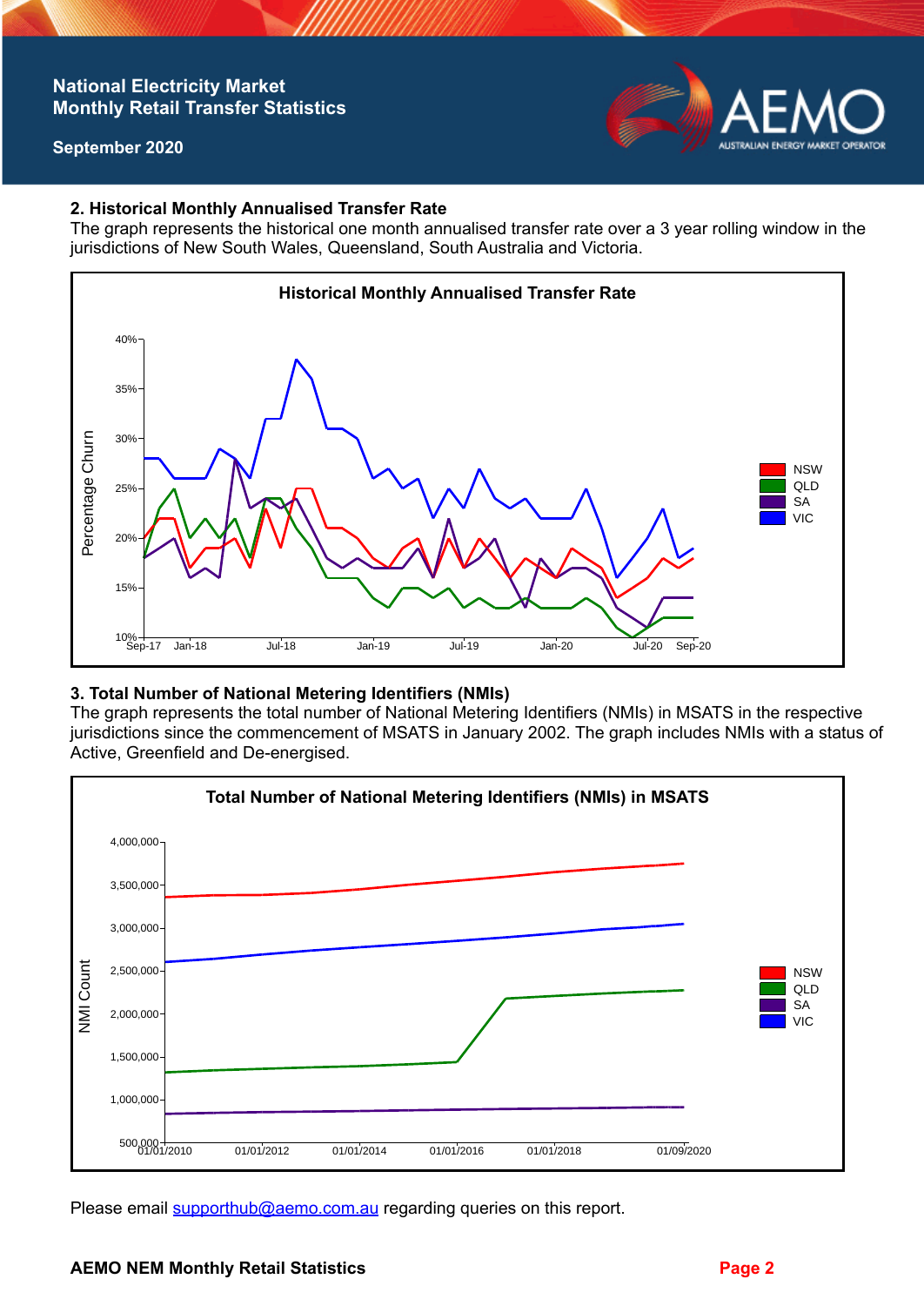# National Electricity Market
# Monthly Retail Transfer Statistics

**September 2020**

## 2. Historical Monthly Annualised Transfer Rate

The graph represents the historical one month annualised transfer rate over a 3 year rolling window in the jurisdictions of New South Wales, Queensland, South Australia and Victoria.

Historical Monthly Annualised Transfer Rate

Percentage Churn

40%
35%
30%
25%
20%
15%
10%

Sep-17 Jan-18 Jul-18 Jan-19 Jul-19 Jan-20 Jul-20 Sep-20

NSW
QLD
SA
VIC

## 3. Total Number of National Metering Identifiers (NMIs)

The graph represents the total number of National Metering Identifiers (NMIs) in MSATS in the respective jurisdictions since the commencement of MSATS in January 2002. The graph includes NMIs with a status of Active, Greenfield and De-energised.

Total Number of National Metering Identifiers (NMIs) in MSATS

NMI Count

4,000,000
3,500,000
3,000,000
2,500,000
2,000,000
1,500,000
1,000,000
500,000

01/01/2010 01/01/2012 01/01/2014 01/01/2016 01/01/2018 01/09/2020

NSW
QLD
SA
VIC

Please email supporthub@aemo.com.au regarding queries on this report.

**AEMO NEM Monthly Retail Statistics**